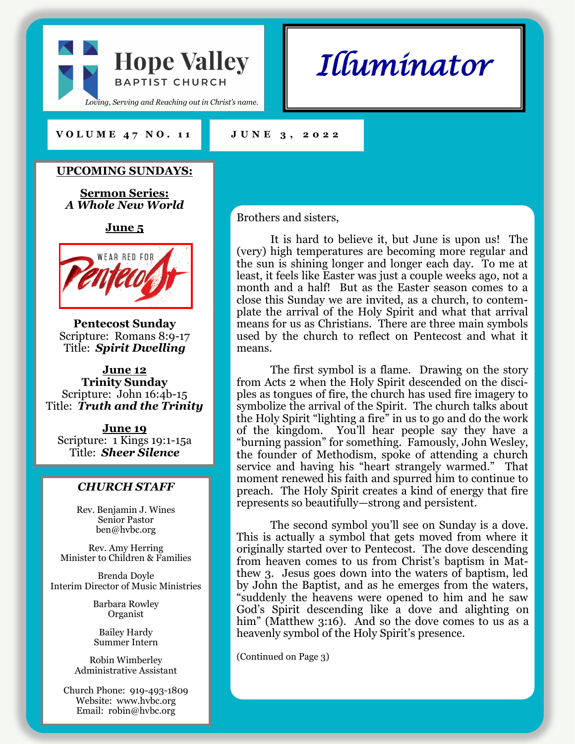# Hope Valley BAPTIST CHURCH

*Loving, Serving and Reaching out in Christ's name.*

# *Illuminator*

**VOLUME 47 NO. 11** | **JUNE 3, 2022**

## UPCOMING SUNDAYS:

**Sermon Series:**
***A Whole New World***

**June 5**

WEAR RED FOR Pentecost

**Pentecost Sunday**
Scripture: Romans 8:9-17
Title: ***Spirit Dwelling***

**June 12**
**Trinity Sunday**
Scripture: John 16:4b-15
Title: ***Truth and the Trinity***

**June 19**
Scripture: 1 Kings 19:1-15a
Title: ***Sheer Silence***

## *CHURCH STAFF*

Rev. Benjamin J. Wines
Senior Pastor
ben@hvbc.org

Rev. Amy Herring
Minister to Children & Families

Brenda Doyle
Interim Director of Music Ministries

Barbara Rowley
Organist

Bailey Hardy
Summer Intern

Robin Wimberley
Administrative Assistant

Church Phone: 919-493-1809
Website: www.hvbc.org
Email: robin@hvbc.org

---

Brothers and sisters,

It is hard to believe it, but June is upon us! The (very) high temperatures are becoming more regular and the sun is shining longer and longer each day. To me at least, it feels like Easter was just a couple weeks ago, not a month and a half! But as the Easter season comes to a close this Sunday we are invited, as a church, to contemplate the arrival of the Holy Spirit and what that arrival means for us as Christians. There are three main symbols used by the church to reflect on Pentecost and what it means.

The first symbol is a flame. Drawing on the story from Acts 2 when the Holy Spirit descended on the disciples as tongues of fire, the church has used fire imagery to symbolize the arrival of the Spirit. The church talks about the Holy Spirit "lighting a fire" in us to go and do the work of the kingdom. You'll hear people say they have a "burning passion" for something. Famously, John Wesley, the founder of Methodism, spoke of attending a church service and having his "heart strangely warmed." That moment renewed his faith and spurred him to continue to preach. The Holy Spirit creates a kind of energy that fire represents so beautifully—strong and persistent.

The second symbol you'll see on Sunday is a dove. This is actually a symbol that gets moved from where it originally started over to Pentecost. The dove descending from heaven comes to us from Christ's baptism in Matthew 3. Jesus goes down into the waters of baptism, led by John the Baptist, and as he emerges from the waters, "suddenly the heavens were opened to him and he saw God's Spirit descending like a dove and alighting on him" (Matthew 3:16). And so the dove comes to us as a heavenly symbol of the Holy Spirit's presence.

(Continued on Page 3)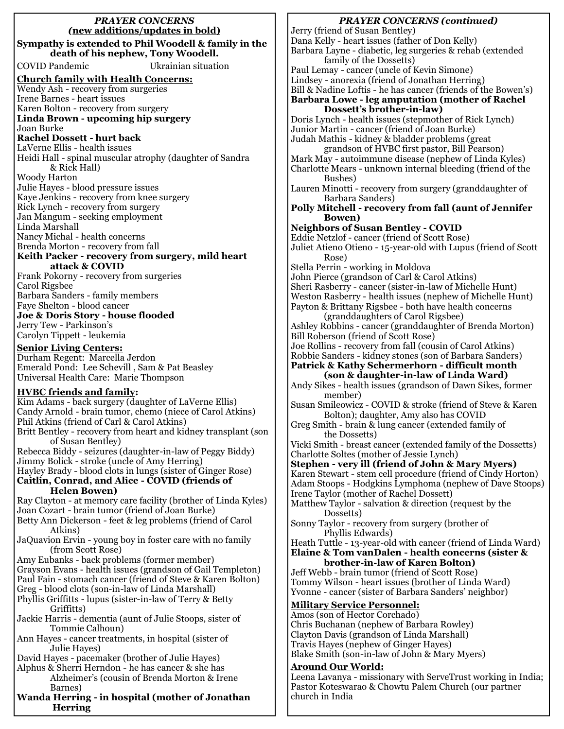## *PRAYER CONCERNS (new additions/updates in bold)*

**Sympathy is extended to Phil Woodell & family in the death of his nephew, Tony Woodell.**

COVID Pandemic    Ukrainian situation

**Church family with Health Concerns:**

Wendy Ash - recovery from surgeries
Irene Barnes - heart issues
Karen Bolton - recovery from surgery
**Linda Brown - upcoming hip surgery**
Joan Burke
**Rachel Dossett - hurt back**
LaVerne Ellis - health issues
Heidi Hall - spinal muscular atrophy (daughter of Sandra & Rick Hall)
Woody Harton
Julie Hayes - blood pressure issues
Kaye Jenkins - recovery from knee surgery
Rick Lynch - recovery from surgery
Jan Mangum - seeking employment
Linda Marshall
Nancy Michal - health concerns
Brenda Morton - recovery from fall
**Keith Packer - recovery from surgery, mild heart attack & COVID**
Frank Pokorny - recovery from surgeries
Carol Rigsbee
Barbara Sanders - family members
Faye Shelton - blood cancer
**Joe & Doris Story - house flooded**
Jerry Tew - Parkinson's
Carolyn Tippett - leukemia

**Senior Living Centers:**

Durham Regent: Marcella Jerdon
Emerald Pond: Lee Schevill , Sam & Pat Beasley
Universal Health Care: Marie Thompson

**HVBC friends and family:**

Kim Adams - back surgery (daughter of LaVerne Ellis)
Candy Arnold - brain tumor, chemo (niece of Carol Atkins)
Phil Atkins (friend of Carl & Carol Atkins)
Britt Bentley - recovery from heart and kidney transplant (son of Susan Bentley)
Rebecca Biddy - seizures (daughter-in-law of Peggy Biddy)
Jimmy Bolick - stroke (uncle of Amy Herring)
Hayley Brady - blood clots in lungs (sister of Ginger Rose)
**Caitlin, Conrad, and Alice - COVID (friends of Helen Bowen)**
Ray Clayton - at memory care facility (brother of Linda Kyles)
Joan Cozart - brain tumor (friend of Joan Burke)
Betty Ann Dickerson - feet & leg problems (friend of Carol Atkins)
JaQuavion Ervin - young boy in foster care with no family (from Scott Rose)
Amy Eubanks - back problems (former member)
Grayson Evans - health issues (grandson of Gail Templeton)
Paul Fain - stomach cancer (friend of Steve & Karen Bolton)
Greg - blood clots (son-in-law of Linda Marshall)
Phyllis Griffitts - lupus (sister-in-law of Terry & Betty Griffitts)
Jackie Harris - dementia (aunt of Julie Stoops, sister of Tommie Calhoun)
Ann Hayes - cancer treatments, in hospital (sister of Julie Hayes)
David Hayes - pacemaker (brother of Julie Hayes)
Alphus & Sherri Herndon - he has cancer & she has Alzheimer's (cousin of Brenda Morton & Irene Barnes)
**Wanda Herring - in hospital (mother of Jonathan Herring**

## *PRAYER CONCERNS (continued)*

Jerry (friend of Susan Bentley)
Dana Kelly - heart issues (father of Don Kelly)
Barbara Layne - diabetic, leg surgeries & rehab (extended family of the Dossetts)
Paul Lemay - cancer (uncle of Kevin Simone)
Lindsey - anorexia (friend of Jonathan Herring)
Bill & Nadine Loftis - he has cancer (friends of the Bowen's)
**Barbara Lowe - leg amputation (mother of Rachel Dossett's brother-in-law)**
Doris Lynch - health issues (stepmother of Rick Lynch)
Junior Martin - cancer (friend of Joan Burke)
Judah Mathis - kidney & bladder problems (great grandson of HVBC first pastor, Bill Pearson)
Mark May - autoimmune disease (nephew of Linda Kyles)
Charlotte Mears - unknown internal bleeding (friend of the Bushes)
Lauren Minotti - recovery from surgery (granddaughter of Barbara Sanders)
**Polly Mitchell - recovery from fall (aunt of Jennifer Bowen)**
**Neighbors of Susan Bentley - COVID**
Eddie Netzlof - cancer (friend of Scott Rose)
Juliet Atieno Otieno - 15-year-old with Lupus (friend of Scott Rose)
Stella Perrin - working in Moldova
John Pierce (grandson of Carl & Carol Atkins)
Sheri Rasberry - cancer (sister-in-law of Michelle Hunt)
Weston Rasberry - health issues (nephew of Michelle Hunt)
Payton & Brittany Rigsbee - both have health concerns (granddaughters of Carol Rigsbee)
Ashley Robbins - cancer (granddaughter of Brenda Morton)
Bill Roberson (friend of Scott Rose)
Joe Rollins - recovery from fall (cousin of Carol Atkins)
Robbie Sanders - kidney stones (son of Barbara Sanders)
**Patrick & Kathy Schermerhorn - difficult month (son & daughter-in-law of Linda Ward)**
Andy Sikes - health issues (grandson of Dawn Sikes, former member)
Susan Smileowicz - COVID & stroke (friend of Steve & Karen Bolton); daughter, Amy also has COVID
Greg Smith - brain & lung cancer (extended family of the Dossetts)
Vicki Smith - breast cancer (extended family of the Dossetts)
Charlotte Soltes (mother of Jessie Lynch)
**Stephen - very ill (friend of John & Mary Myers)**
Karen Stewart - stem cell procedure (friend of Cindy Horton)
Adam Stoops - Hodgkins Lymphoma (nephew of Dave Stoops)
Irene Taylor (mother of Rachel Dossett)
Matthew Taylor - salvation & direction (request by the Dossetts)
Sonny Taylor - recovery from surgery (brother of Phyllis Edwards)
Heath Tuttle - 13-year-old with cancer (friend of Linda Ward)
**Elaine & Tom vanDalen - health concerns (sister & brother-in-law of Karen Bolton)**
Jeff Webb - brain tumor (friend of Scott Rose)
Tommy Wilson - heart issues (brother of Linda Ward)
Yvonne - cancer (sister of Barbara Sanders' neighbor)

**Military Service Personnel:**

Amos (son of Hector Corchado)
Chris Buchanan (nephew of Barbara Rowley)
Clayton Davis (grandson of Linda Marshall)
Travis Hayes (nephew of Ginger Hayes)
Blake Smith (son-in-law of John & Mary Myers)

**Around Our World:**

Leena Lavanya - missionary with ServeTrust working in India; Pastor Koteswarao & Chowtu Palem Church (our partner church in India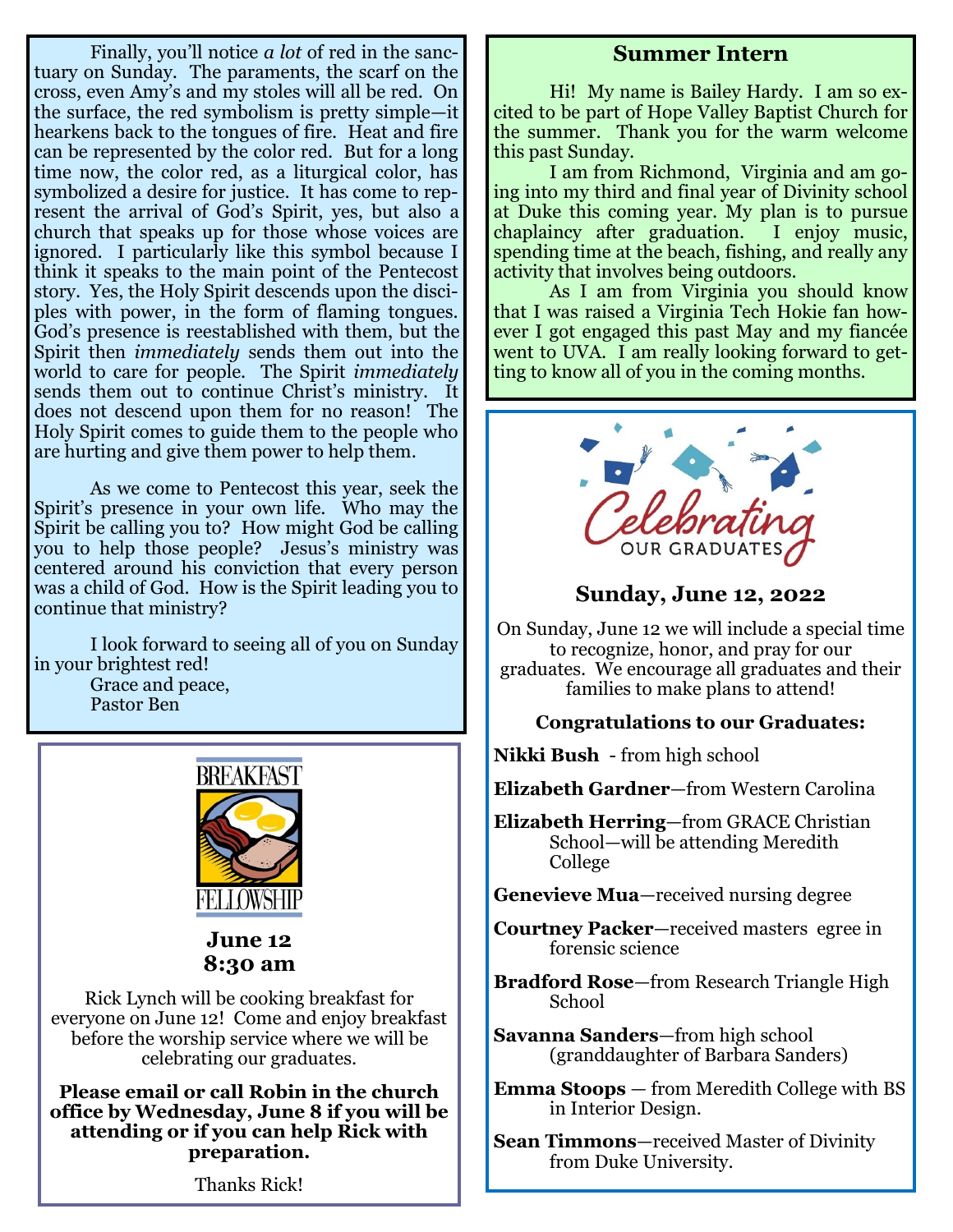Finally, you'll notice *a lot* of red in the sanctuary on Sunday. The paraments, the scarf on the cross, even Amy's and my stoles will all be red. On the surface, the red symbolism is pretty simple—it hearkens back to the tongues of fire. Heat and fire can be represented by the color red. But for a long time now, the color red, as a liturgical color, has symbolized a desire for justice. It has come to represent the arrival of God's Spirit, yes, but also a church that speaks up for those whose voices are ignored. I particularly like this symbol because I think it speaks to the main point of the Pentecost story. Yes, the Holy Spirit descends upon the disciples with power, in the form of flaming tongues. God's presence is reestablished with them, but the Spirit then *immediately* sends them out into the world to care for people. The Spirit *immediately* sends them out to continue Christ's ministry. It does not descend upon them for no reason! The Holy Spirit comes to guide them to the people who are hurting and give them power to help them.

As we come to Pentecost this year, seek the Spirit's presence in your own life. Who may the Spirit be calling you to? How might God be calling you to help those people? Jesus's ministry was centered around his conviction that every person was a child of God. How is the Spirit leading you to continue that ministry?

I look forward to seeing all of you on Sunday in your brightest red!

Grace and peace,
Pastor Ben

## BREAKFAST FELLOWSHIP

**June 12**
**8:30 am**

Rick Lynch will be cooking breakfast for everyone on June 12! Come and enjoy breakfast before the worship service where we will be celebrating our graduates.

**Please email or call Robin in the church office by Wednesday, June 8 if you will be attending or if you can help Rick with preparation.**

Thanks Rick!

## Summer Intern

Hi! My name is Bailey Hardy. I am so excited to be part of Hope Valley Baptist Church for the summer. Thank you for the warm welcome this past Sunday.

I am from Richmond, Virginia and am going into my third and final year of Divinity school at Duke this coming year. My plan is to pursue chaplaincy after graduation. I enjoy music, spending time at the beach, fishing, and really any activity that involves being outdoors.

As I am from Virginia you should know that I was raised a Virginia Tech Hokie fan however I got engaged this past May and my fiancée went to UVA. I am really looking forward to getting to know all of you in the coming months.

## Celebrating Our Graduates

**Sunday, June 12, 2022**

On Sunday, June 12 we will include a special time to recognize, honor, and pray for our graduates. We encourage all graduates and their families to make plans to attend!

**Congratulations to our Graduates:**

**Nikki Bush** - from high school

**Elizabeth Gardner**—from Western Carolina

**Elizabeth Herring**—from GRACE Christian School—will be attending Meredith College

**Genevieve Mua**—received nursing degree

**Courtney Packer**—received masters egree in forensic science

**Bradford Rose**—from Research Triangle High School

**Savanna Sanders**—from high school (granddaughter of Barbara Sanders)

**Emma Stoops** — from Meredith College with BS in Interior Design.

**Sean Timmons**—received Master of Divinity from Duke University.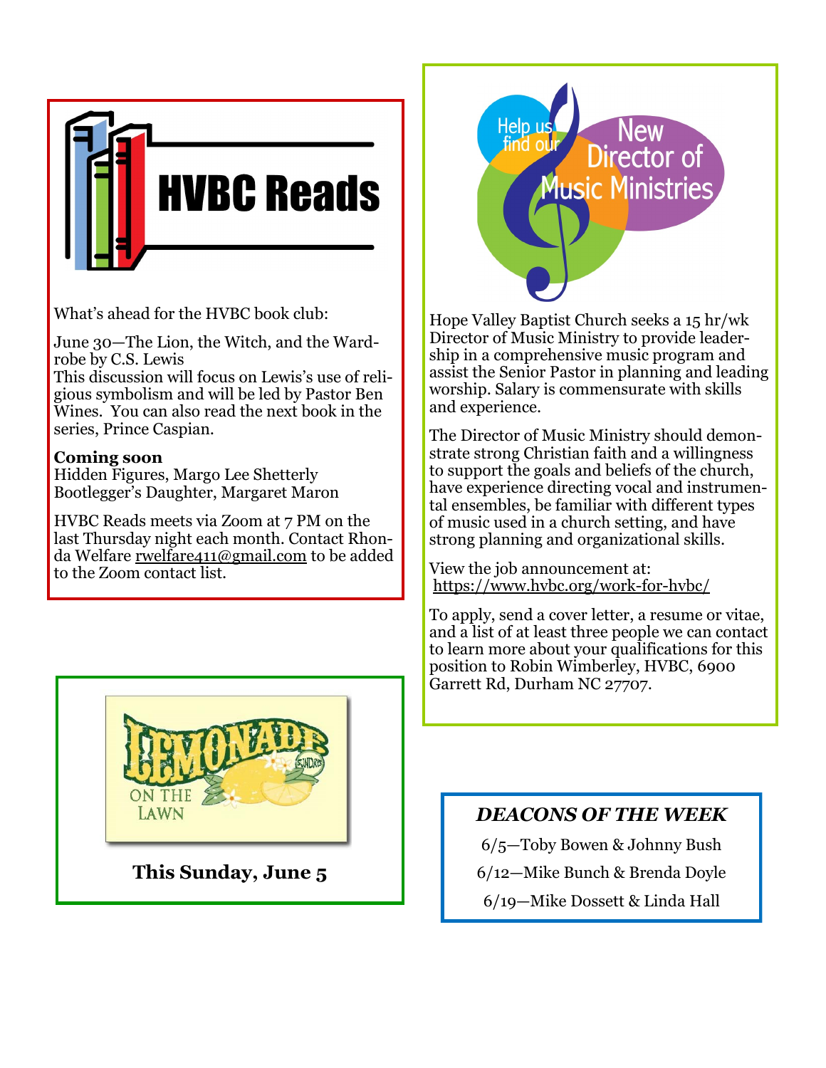# HVBC Reads

What's ahead for the HVBC book club:

June 30—The Lion, the Witch, and the Wardrobe by C.S. Lewis
This discussion will focus on Lewis's use of religious symbolism and will be led by Pastor Ben Wines. You can also read the next book in the series, Prince Caspian.

**Coming soon**
Hidden Figures, Margo Lee Shetterly
Bootlegger's Daughter, Margaret Maron

HVBC Reads meets via Zoom at 7 PM on the last Thursday night each month. Contact Rhonda Welfare rwelfare411@gmail.com to be added to the Zoom contact list.

# Lemonade on the Lawn

**This Sunday, June 5**

# Help us find our New Director of Music Ministries

Hope Valley Baptist Church seeks a 15 hr/wk Director of Music Ministry to provide leadership in a comprehensive music program and assist the Senior Pastor in planning and leading worship. Salary is commensurate with skills and experience.

The Director of Music Ministry should demonstrate strong Christian faith and a willingness to support the goals and beliefs of the church, have experience directing vocal and instrumental ensembles, be familiar with different types of music used in a church setting, and have strong planning and organizational skills.

View the job announcement at:
https://www.hvbc.org/work-for-hvbc/

To apply, send a cover letter, a resume or vitae, and a list of at least three people we can contact to learn more about your qualifications for this position to Robin Wimberley, HVBC, 6900 Garrett Rd, Durham NC 27707.

## *DEACONS OF THE WEEK*

6/5—Toby Bowen & Johnny Bush

6/12—Mike Bunch & Brenda Doyle

6/19—Mike Dossett & Linda Hall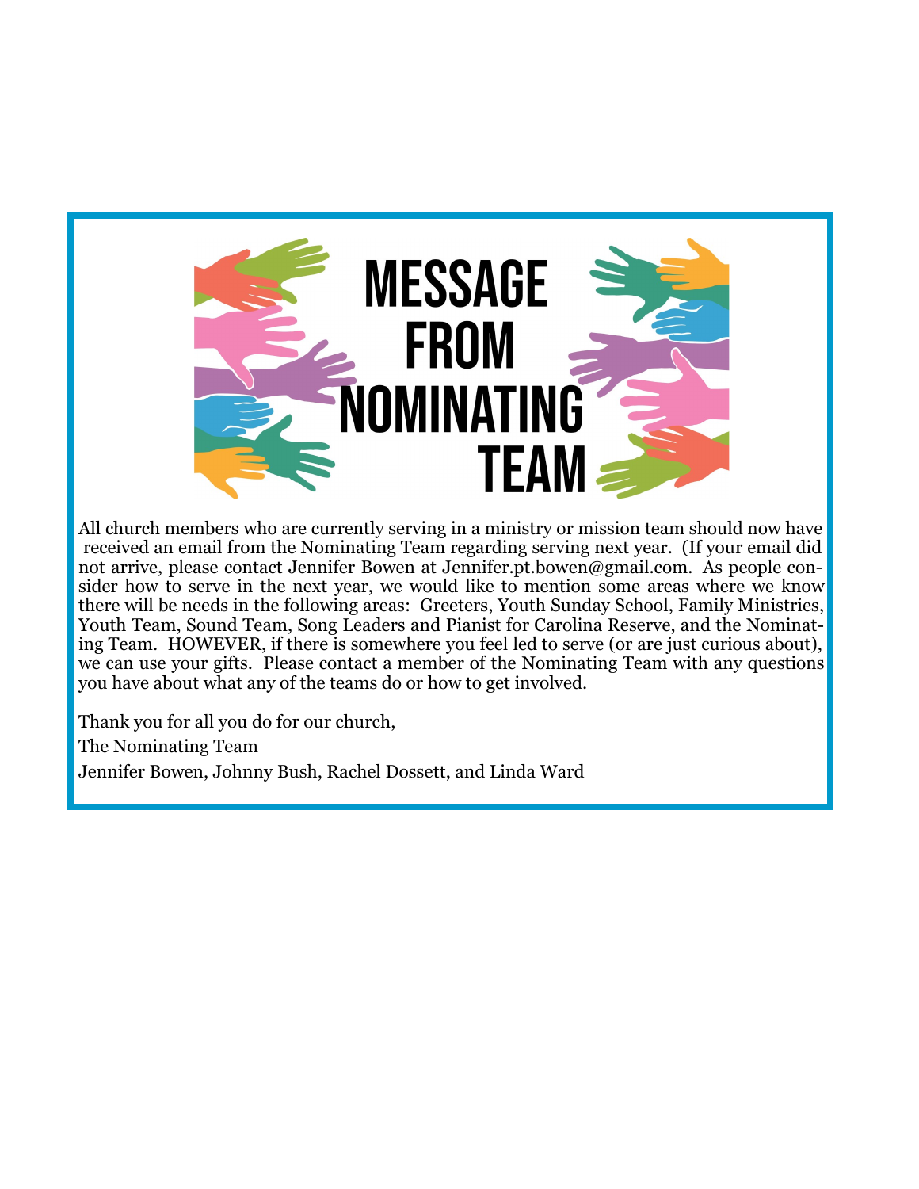# MESSAGE FROM NOMINATING TEAM

All church members who are currently serving in a ministry or mission team should now have received an email from the Nominating Team regarding serving next year. (If your email did not arrive, please contact Jennifer Bowen at Jennifer.pt.bowen@gmail.com. As people consider how to serve in the next year, we would like to mention some areas where we know there will be needs in the following areas: Greeters, Youth Sunday School, Family Ministries, Youth Team, Sound Team, Song Leaders and Pianist for Carolina Reserve, and the Nominating Team. HOWEVER, if there is somewhere you feel led to serve (or are just curious about), we can use your gifts. Please contact a member of the Nominating Team with any questions you have about what any of the teams do or how to get involved.

Thank you for all you do for our church,

The Nominating Team

Jennifer Bowen, Johnny Bush, Rachel Dossett, and Linda Ward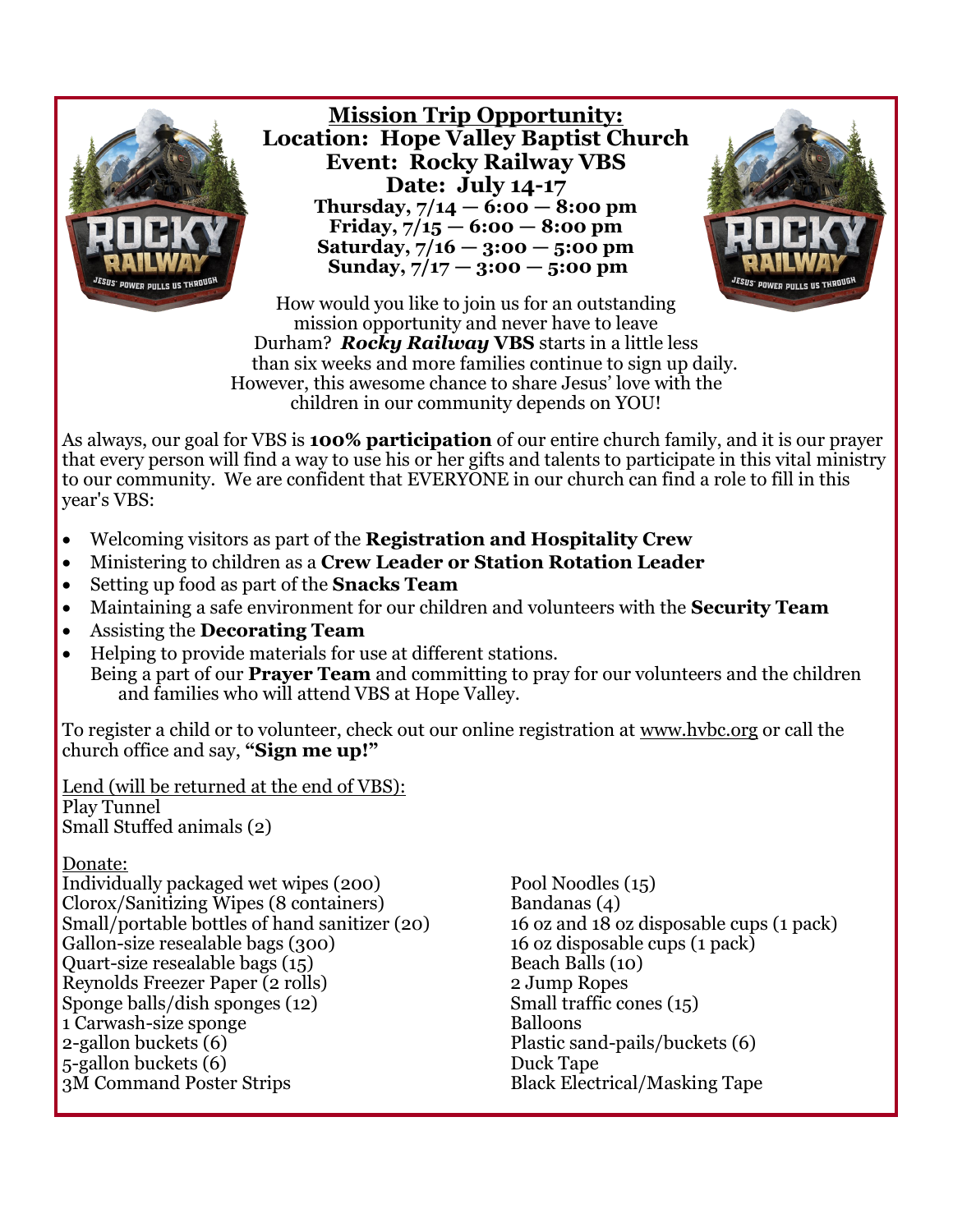## **Mission Trip Opportunity:**

**Location: Hope Valley Baptist Church**
**Event: Rocky Railway VBS**
**Date: July 14-17**

**Thursday, 7/14 — 6:00 — 8:00 pm**
**Friday, 7/15 — 6:00 — 8:00 pm**
**Saturday, 7/16 — 3:00 — 5:00 pm**
**Sunday, 7/17 — 3:00 — 5:00 pm**

How would you like to join us for an outstanding mission opportunity and never have to leave Durham? ***Rocky Railway*** **VBS** starts in a little less than six weeks and more families continue to sign up daily. However, this awesome chance to share Jesus' love with the children in our community depends on YOU!

As always, our goal for VBS is **100% participation** of our entire church family, and it is our prayer that every person will find a way to use his or her gifts and talents to participate in this vital ministry to our community. We are confident that EVERYONE in our church can find a role to fill in this year's VBS:

- Welcoming visitors as part of the **Registration and Hospitality Crew**
- Ministering to children as a **Crew Leader or Station Rotation Leader**
- Setting up food as part of the **Snacks Team**
- Maintaining a safe environment for our children and volunteers with the **Security Team**
- Assisting the **Decorating Team**
- Helping to provide materials for use at different stations.
  Being a part of our **Prayer Team** and committing to pray for our volunteers and the children and families who will attend VBS at Hope Valley.

To register a child or to volunteer, check out our online registration at www.hvbc.org or call the church office and say, **"Sign me up!"**

Lend (will be returned at the end of VBS):
Play Tunnel
Small Stuffed animals (2)

Donate:
Individually packaged wet wipes (200)
Clorox/Sanitizing Wipes (8 containers)
Small/portable bottles of hand sanitizer (20)
Gallon-size resealable bags (300)
Quart-size resealable bags (15)
Reynolds Freezer Paper (2 rolls)
Sponge balls/dish sponges (12)
1 Carwash-size sponge
2-gallon buckets (6)
5-gallon buckets (6)
3M Command Poster Strips
Pool Noodles (15)
Bandanas (4)
16 oz and 18 oz disposable cups (1 pack)
16 oz disposable cups (1 pack)
Beach Balls (10)
2 Jump Ropes
Small traffic cones (15)
Balloons
Plastic sand-pails/buckets (6)
Duck Tape
Black Electrical/Masking Tape